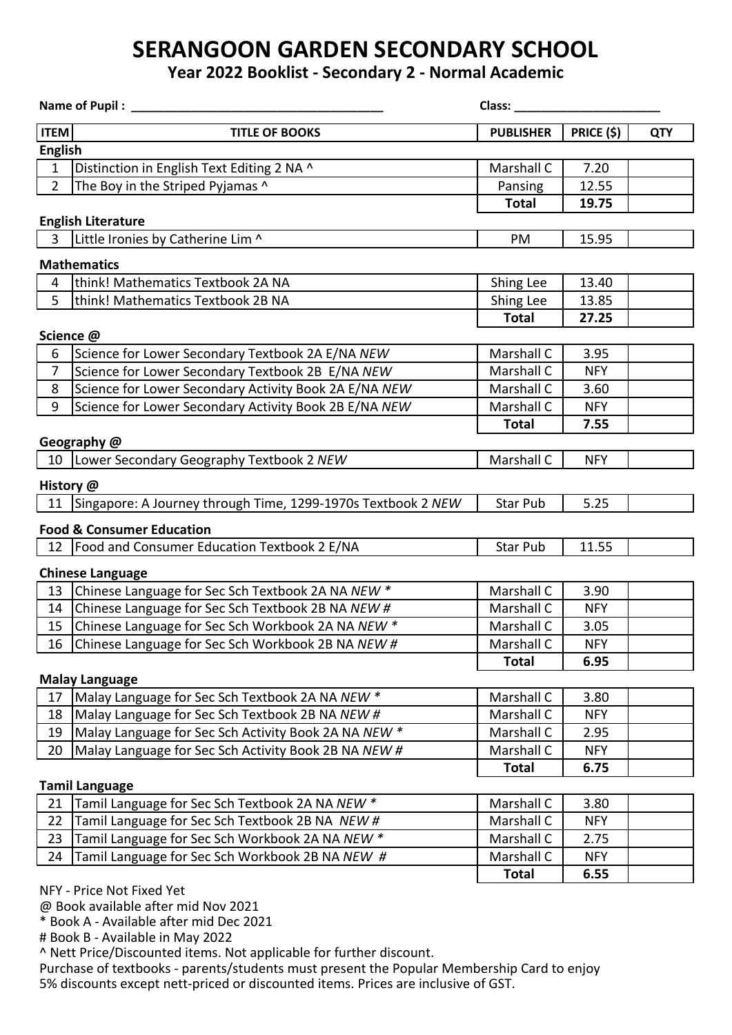# SERANGOON GARDEN SECONDARY SCHOOL

## Year 2022 Booklist - Secondary 2 - Normal Academic

**Name of Pupil :** ______________________________________ **Class:** ______________________

| ITEM | TITLE OF BOOKS | PUBLISHER | PRICE ($) | QTY |
|---|---|---|---|---|
| **English** | | | | |
| 1 | Distinction in English Text Editing 2 NA ^ | Marshall C | 7.20 | |
| 2 | The Boy in the Striped Pyjamas ^ | Pansing | 12.55 | |
| | | **Total** | **19.75** | |
| **English Literature** | | | | |
| 3 | Little Ironies by Catherine Lim ^ | PM | 15.95 | |
| **Mathematics** | | | | |
| 4 | think! Mathematics Textbook 2A NA | Shing Lee | 13.40 | |
| 5 | think! Mathematics Textbook 2B NA | Shing Lee | 13.85 | |
| | | **Total** | **27.25** | |
| **Science @** | | | | |
| 6 | Science for Lower Secondary Textbook 2A E/NA *NEW* | Marshall C | 3.95 | |
| 7 | Science for Lower Secondary Textbook 2B E/NA *NEW* | Marshall C | NFY | |
| 8 | Science for Lower Secondary Activity Book 2A E/NA *NEW* | Marshall C | 3.60 | |
| 9 | Science for Lower Secondary Activity Book 2B E/NA *NEW* | Marshall C | NFY | |
| | | **Total** | **7.55** | |
| **Geography @** | | | | |
| 10 | Lower Secondary Geography Textbook 2 *NEW* | Marshall C | NFY | |
| **History @** | | | | |
| 11 | Singapore: A Journey through Time, 1299-1970s Textbook 2 *NEW* | Star Pub | 5.25 | |
| **Food & Consumer Education** | | | | |
| 12 | Food and Consumer Education Textbook 2 E/NA | Star Pub | 11.55 | |
| **Chinese Language** | | | | |
| 13 | Chinese Language for Sec Sch Textbook 2A NA *NEW* * | Marshall C | 3.90 | |
| 14 | Chinese Language for Sec Sch Textbook 2B NA *NEW* # | Marshall C | NFY | |
| 15 | Chinese Language for Sec Sch Workbook 2A NA *NEW* * | Marshall C | 3.05 | |
| 16 | Chinese Language for Sec Sch Workbook 2B NA *NEW* # | Marshall C | NFY | |
| | | **Total** | **6.95** | |
| **Malay Language** | | | | |
| 17 | Malay Language for Sec Sch Textbook 2A NA *NEW* * | Marshall C | 3.80 | |
| 18 | Malay Language for Sec Sch Textbook 2B NA *NEW* # | Marshall C | NFY | |
| 19 | Malay Language for Sec Sch Activity Book 2A NA *NEW* * | Marshall C | 2.95 | |
| 20 | Malay Language for Sec Sch Activity Book 2B NA *NEW* # | Marshall C | NFY | |
| | | **Total** | **6.75** | |
| **Tamil Language** | | | | |
| 21 | Tamil Language for Sec Sch Textbook 2A NA *NEW* * | Marshall C | 3.80 | |
| 22 | Tamil Language for Sec Sch Textbook 2B NA *NEW* # | Marshall C | NFY | |
| 23 | Tamil Language for Sec Sch Workbook 2A NA *NEW* * | Marshall C | 2.75 | |
| 24 | Tamil Language for Sec Sch Workbook 2B NA *NEW* # | Marshall C | NFY | |
| | | **Total** | **6.55** | |

NFY - Price Not Fixed Yet

@ Book available after mid Nov 2021

* Book A - Available after mid Dec 2021

# Book B - Available in May 2022

^ Nett Price/Discounted items. Not applicable for further discount.

Purchase of textbooks - parents/students must present the Popular Membership Card to enjoy 5% discounts except nett-priced or discounted items. Prices are inclusive of GST.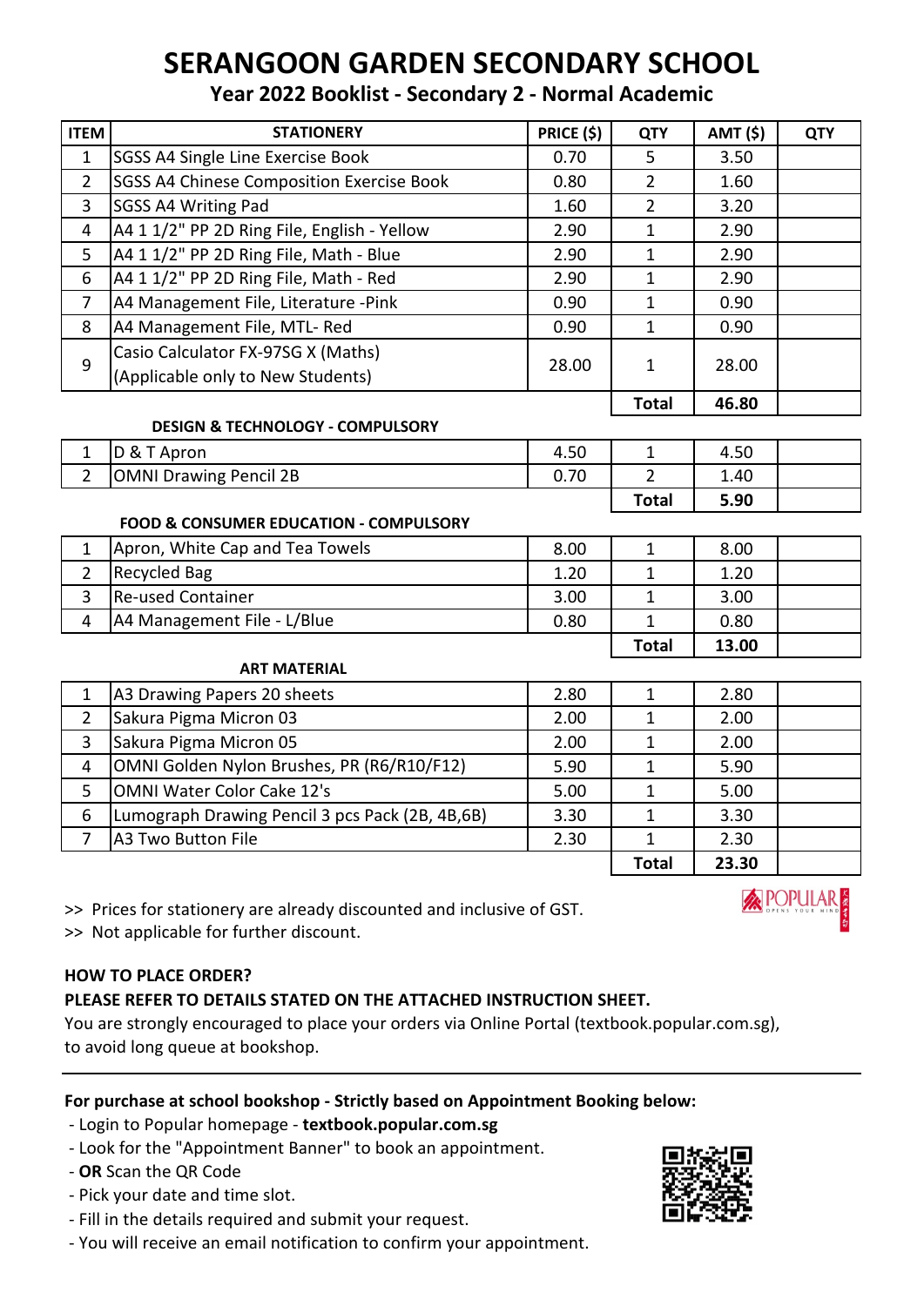# SERANGOON GARDEN SECONDARY SCHOOL

## Year 2022 Booklist - Secondary 2 - Normal Academic

| ITEM | STATIONERY | PRICE ($) | QTY | AMT ($) | QTY |
|---|---|---|---|---|---|
| 1 | SGSS A4 Single Line Exercise Book | 0.70 | 5 | 3.50 | |
| 2 | SGSS A4 Chinese Composition Exercise Book | 0.80 | 2 | 1.60 | |
| 3 | SGSS A4 Writing Pad | 1.60 | 2 | 3.20 | |
| 4 | A4 1 1/2" PP 2D Ring File, English - Yellow | 2.90 | 1 | 2.90 | |
| 5 | A4 1 1/2" PP 2D Ring File, Math - Blue | 2.90 | 1 | 2.90 | |
| 6 | A4 1 1/2" PP 2D Ring File, Math - Red | 2.90 | 1 | 2.90 | |
| 7 | A4 Management File, Literature -Pink | 0.90 | 1 | 0.90 | |
| 8 | A4 Management File, MTL- Red | 0.90 | 1 | 0.90 | |
| 9 | Casio Calculator FX-97SG X (Maths) (Applicable only to New Students) | 28.00 | 1 | 28.00 | |
| | | | **Total** | **46.80** | |
| | **DESIGN & TECHNOLOGY - COMPULSORY** | | | | |
| 1 | D & T Apron | 4.50 | 1 | 4.50 | |
| 2 | OMNI Drawing Pencil 2B | 0.70 | 2 | 1.40 | |
| | | | **Total** | **5.90** | |
| | **FOOD & CONSUMER EDUCATION - COMPULSORY** | | | | |
| 1 | Apron, White Cap and Tea Towels | 8.00 | 1 | 8.00 | |
| 2 | Recycled Bag | 1.20 | 1 | 1.20 | |
| 3 | Re-used Container | 3.00 | 1 | 3.00 | |
| 4 | A4 Management File - L/Blue | 0.80 | 1 | 0.80 | |
| | | | **Total** | **13.00** | |
| | **ART MATERIAL** | | | | |
| 1 | A3 Drawing Papers 20 sheets | 2.80 | 1 | 2.80 | |
| 2 | Sakura Pigma Micron 03 | 2.00 | 1 | 2.00 | |
| 3 | Sakura Pigma Micron 05 | 2.00 | 1 | 2.00 | |
| 4 | OMNI Golden Nylon Brushes, PR (R6/R10/F12) | 5.90 | 1 | 5.90 | |
| 5 | OMNI Water Color Cake 12's | 5.00 | 1 | 5.00 | |
| 6 | Lumograph Drawing Pencil 3 pcs Pack (2B, 4B,6B) | 3.30 | 1 | 3.30 | |
| 7 | A3 Two Button File | 2.30 | 1 | 2.30 | |
| | | | **Total** | **23.30** | |

>> Prices for stationery are already discounted and inclusive of GST.

>> Not applicable for further discount.

POPULAR OPENS YOUR MIND

**HOW TO PLACE ORDER?**

**PLEASE REFER TO DETAILS STATED ON THE ATTACHED INSTRUCTION SHEET.**

You are strongly encouraged to place your orders via Online Portal (textbook.popular.com.sg), to avoid long queue at bookshop.

**For purchase at school bookshop - Strictly based on Appointment Booking below:**

- Login to Popular homepage - **textbook.popular.com.sg**
- Look for the "Appointment Banner" to book an appointment.
- **OR** Scan the QR Code
- Pick your date and time slot.
- Fill in the details required and submit your request.
- You will receive an email notification to confirm your appointment.